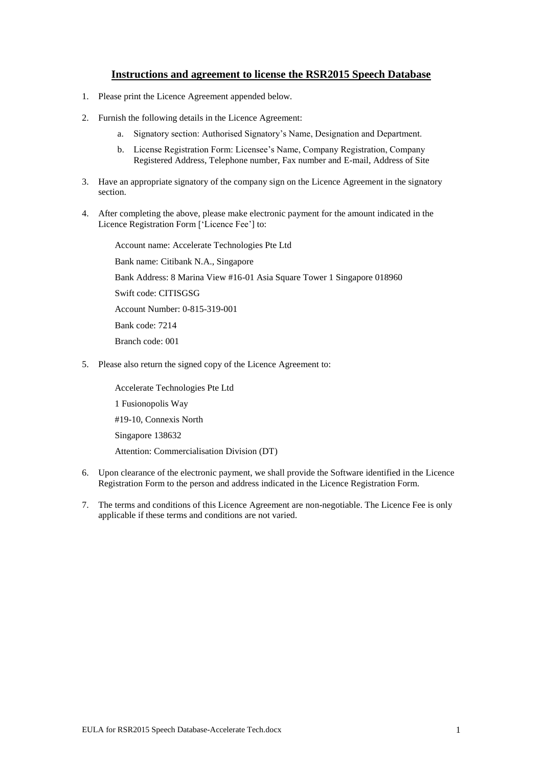## Instructions and agreement to license the RSR2015 Speech Database

1. Please print the Licence Agreement appended below.

2. Furnish the following details in the Licence Agreement:

   a. Signatory section: Authorised Signatory's Name, Designation and Department.

   b. License Registration Form: Licensee's Name, Company Registration, Company Registered Address, Telephone number, Fax number and E-mail, Address of Site

3. Have an appropriate signatory of the company sign on the Licence Agreement in the signatory section.

4. After completing the above, please make electronic payment for the amount indicated in the Licence Registration Form ['Licence Fee'] to:

   Account name: Accelerate Technologies Pte Ltd

   Bank name: Citibank N.A., Singapore

   Bank Address: 8 Marina View #16-01 Asia Square Tower 1 Singapore 018960

   Swift code: CITISGSG

   Account Number: 0-815-319-001

   Bank code: 7214

   Branch code: 001

5. Please also return the signed copy of the Licence Agreement to:

   Accelerate Technologies Pte Ltd

   1 Fusionopolis Way

   #19-10, Connexis North

   Singapore 138632

   Attention: Commercialisation Division (DT)

6. Upon clearance of the electronic payment, we shall provide the Software identified in the Licence Registration Form to the person and address indicated in the Licence Registration Form.

7. The terms and conditions of this Licence Agreement are non-negotiable. The Licence Fee is only applicable if these terms and conditions are not varied.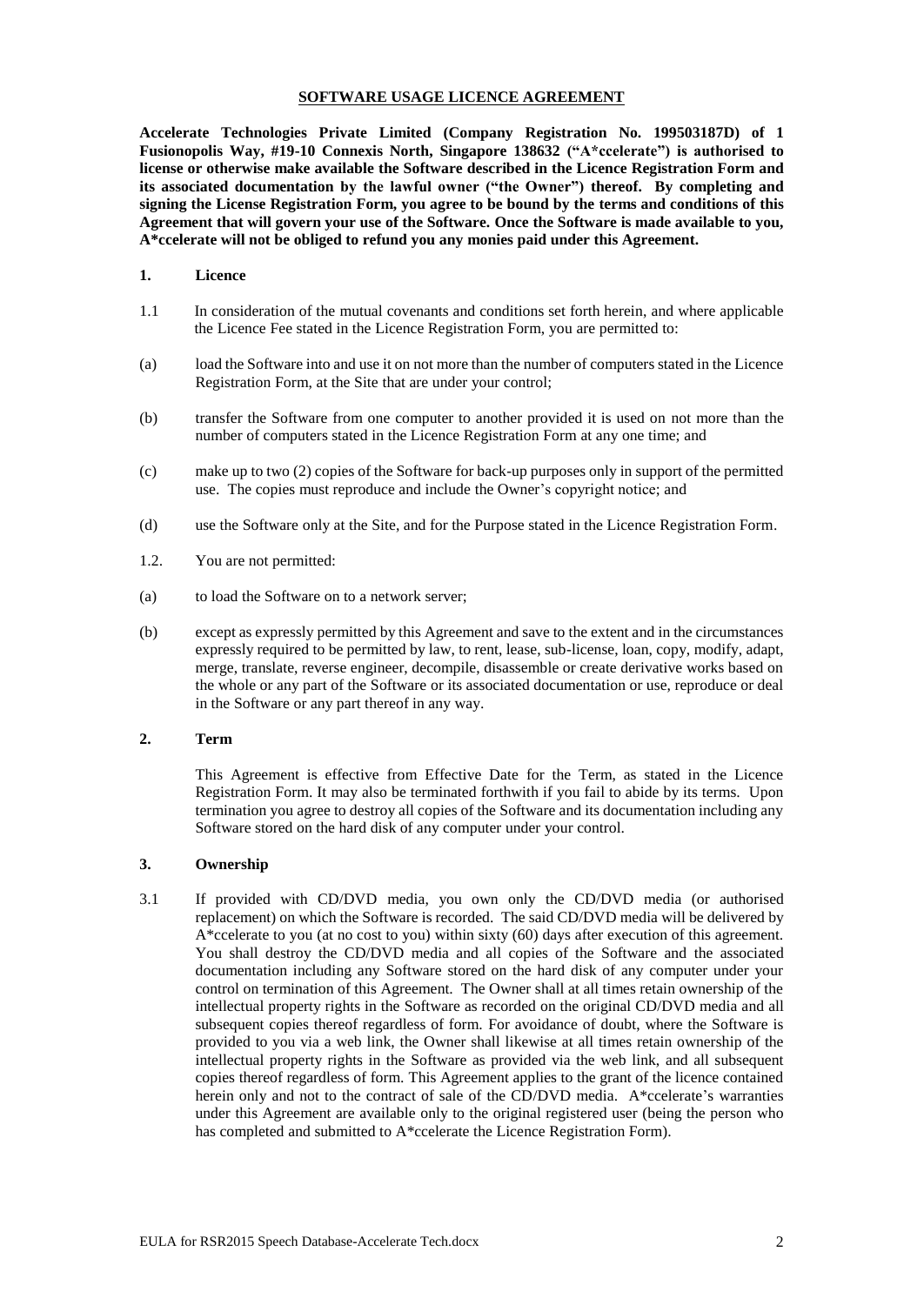**SOFTWARE USAGE LICENCE AGREEMENT**

**Accelerate Technologies Private Limited (Company Registration No. 199503187D) of 1 Fusionopolis Way, #19-10 Connexis North, Singapore 138632 ("A*ccelerate") is authorised to license or otherwise make available the Software described in the Licence Registration Form and its associated documentation by the lawful owner ("the Owner") thereof. By completing and signing the License Registration Form, you agree to be bound by the terms and conditions of this Agreement that will govern your use of the Software. Once the Software is made available to you, A*ccelerate will not be obliged to refund you any monies paid under this Agreement.**

## 1. Licence

1.1 In consideration of the mutual covenants and conditions set forth herein, and where applicable the Licence Fee stated in the Licence Registration Form, you are permitted to:

(a) load the Software into and use it on not more than the number of computers stated in the Licence Registration Form, at the Site that are under your control;

(b) transfer the Software from one computer to another provided it is used on not more than the number of computers stated in the Licence Registration Form at any one time; and

(c) make up to two (2) copies of the Software for back-up purposes only in support of the permitted use. The copies must reproduce and include the Owner's copyright notice; and

(d) use the Software only at the Site, and for the Purpose stated in the Licence Registration Form.

1.2. You are not permitted:

(a) to load the Software on to a network server;

(b) except as expressly permitted by this Agreement and save to the extent and in the circumstances expressly required to be permitted by law, to rent, lease, sub-license, loan, copy, modify, adapt, merge, translate, reverse engineer, decompile, disassemble or create derivative works based on the whole or any part of the Software or its associated documentation or use, reproduce or deal in the Software or any part thereof in any way.

## 2. Term

This Agreement is effective from Effective Date for the Term, as stated in the Licence Registration Form. It may also be terminated forthwith if you fail to abide by its terms. Upon termination you agree to destroy all copies of the Software and its documentation including any Software stored on the hard disk of any computer under your control.

## 3. Ownership

3.1 If provided with CD/DVD media, you own only the CD/DVD media (or authorised replacement) on which the Software is recorded. The said CD/DVD media will be delivered by A*ccelerate to you (at no cost to you) within sixty (60) days after execution of this agreement. You shall destroy the CD/DVD media and all copies of the Software and the associated documentation including any Software stored on the hard disk of any computer under your control on termination of this Agreement. The Owner shall at all times retain ownership of the intellectual property rights in the Software as recorded on the original CD/DVD media and all subsequent copies thereof regardless of form. For avoidance of doubt, where the Software is provided to you via a web link, the Owner shall likewise at all times retain ownership of the intellectual property rights in the Software as provided via the web link, and all subsequent copies thereof regardless of form. This Agreement applies to the grant of the licence contained herein only and not to the contract of sale of the CD/DVD media. A*ccelerate's warranties under this Agreement are available only to the original registered user (being the person who has completed and submitted to A*ccelerate the Licence Registration Form).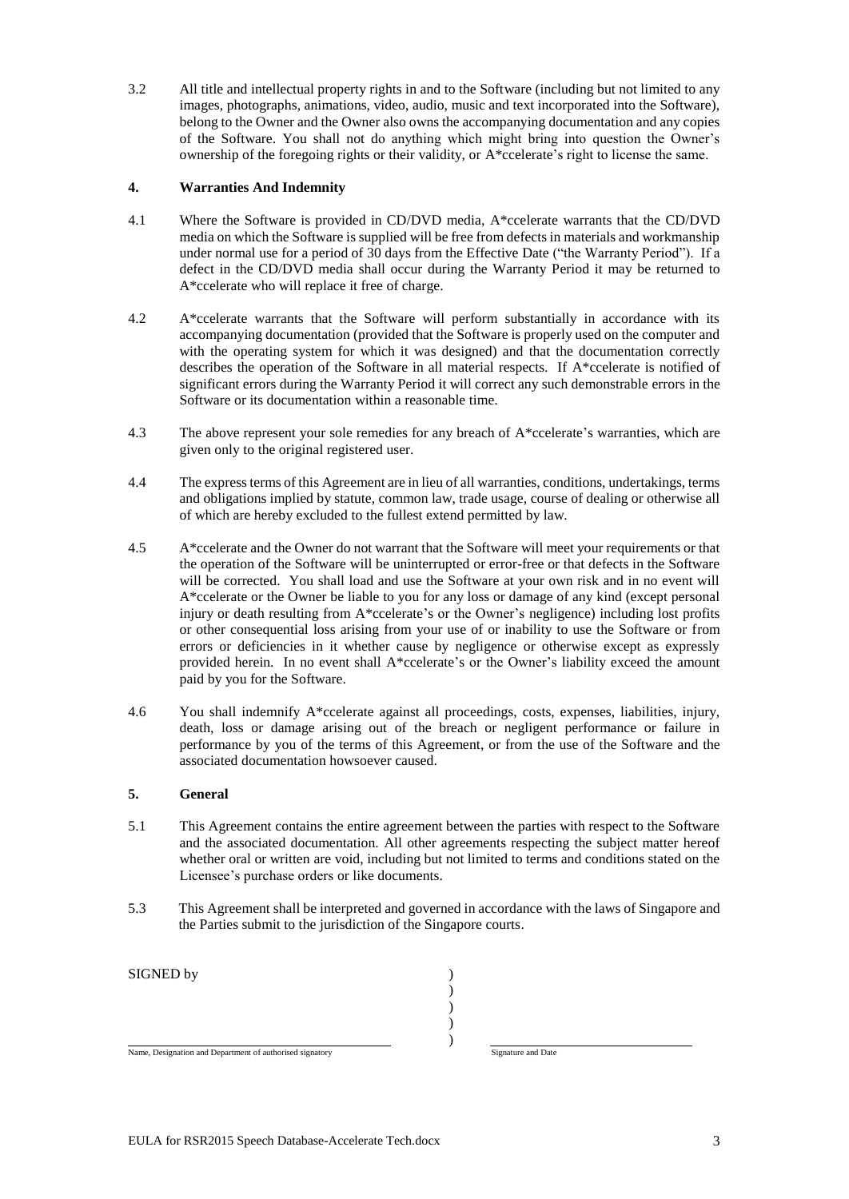3.2 All title and intellectual property rights in and to the Software (including but not limited to any images, photographs, animations, video, audio, music and text incorporated into the Software), belong to the Owner and the Owner also owns the accompanying documentation and any copies of the Software. You shall not do anything which might bring into question the Owner's ownership of the foregoing rights or their validity, or A*ccelerate's right to license the same.

## 4. Warranties And Indemnity

4.1 Where the Software is provided in CD/DVD media, A*ccelerate warrants that the CD/DVD media on which the Software is supplied will be free from defects in materials and workmanship under normal use for a period of 30 days from the Effective Date ("the Warranty Period"). If a defect in the CD/DVD media shall occur during the Warranty Period it may be returned to A*ccelerate who will replace it free of charge.

4.2 A*ccelerate warrants that the Software will perform substantially in accordance with its accompanying documentation (provided that the Software is properly used on the computer and with the operating system for which it was designed) and that the documentation correctly describes the operation of the Software in all material respects. If A*ccelerate is notified of significant errors during the Warranty Period it will correct any such demonstrable errors in the Software or its documentation within a reasonable time.

4.3 The above represent your sole remedies for any breach of A*ccelerate's warranties, which are given only to the original registered user.

4.4 The express terms of this Agreement are in lieu of all warranties, conditions, undertakings, terms and obligations implied by statute, common law, trade usage, course of dealing or otherwise all of which are hereby excluded to the fullest extend permitted by law.

4.5 A*ccelerate and the Owner do not warrant that the Software will meet your requirements or that the operation of the Software will be uninterrupted or error-free or that defects in the Software will be corrected. You shall load and use the Software at your own risk and in no event will A*ccelerate or the Owner be liable to you for any loss or damage of any kind (except personal injury or death resulting from A*ccelerate's or the Owner's negligence) including lost profits or other consequential loss arising from your use of or inability to use the Software or from errors or deficiencies in it whether cause by negligence or otherwise except as expressly provided herein. In no event shall A*ccelerate's or the Owner's liability exceed the amount paid by you for the Software.

4.6 You shall indemnify A*ccelerate against all proceedings, costs, expenses, liabilities, injury, death, loss or damage arising out of the breach or negligent performance or failure in performance by you of the terms of this Agreement, or from the use of the Software and the associated documentation howsoever caused.

## 5. General

5.1 This Agreement contains the entire agreement between the parties with respect to the Software and the associated documentation. All other agreements respecting the subject matter hereof whether oral or written are void, including but not limited to terms and conditions stated on the Licensee's purchase orders or like documents.

5.3 This Agreement shall be interpreted and governed in accordance with the laws of Singapore and the Parties submit to the jurisdiction of the Singapore courts.

SIGNED by )
)
)
)
)

_______________________________________ _______________________________
Name, Designation and Department of authorised signatory Signature and Date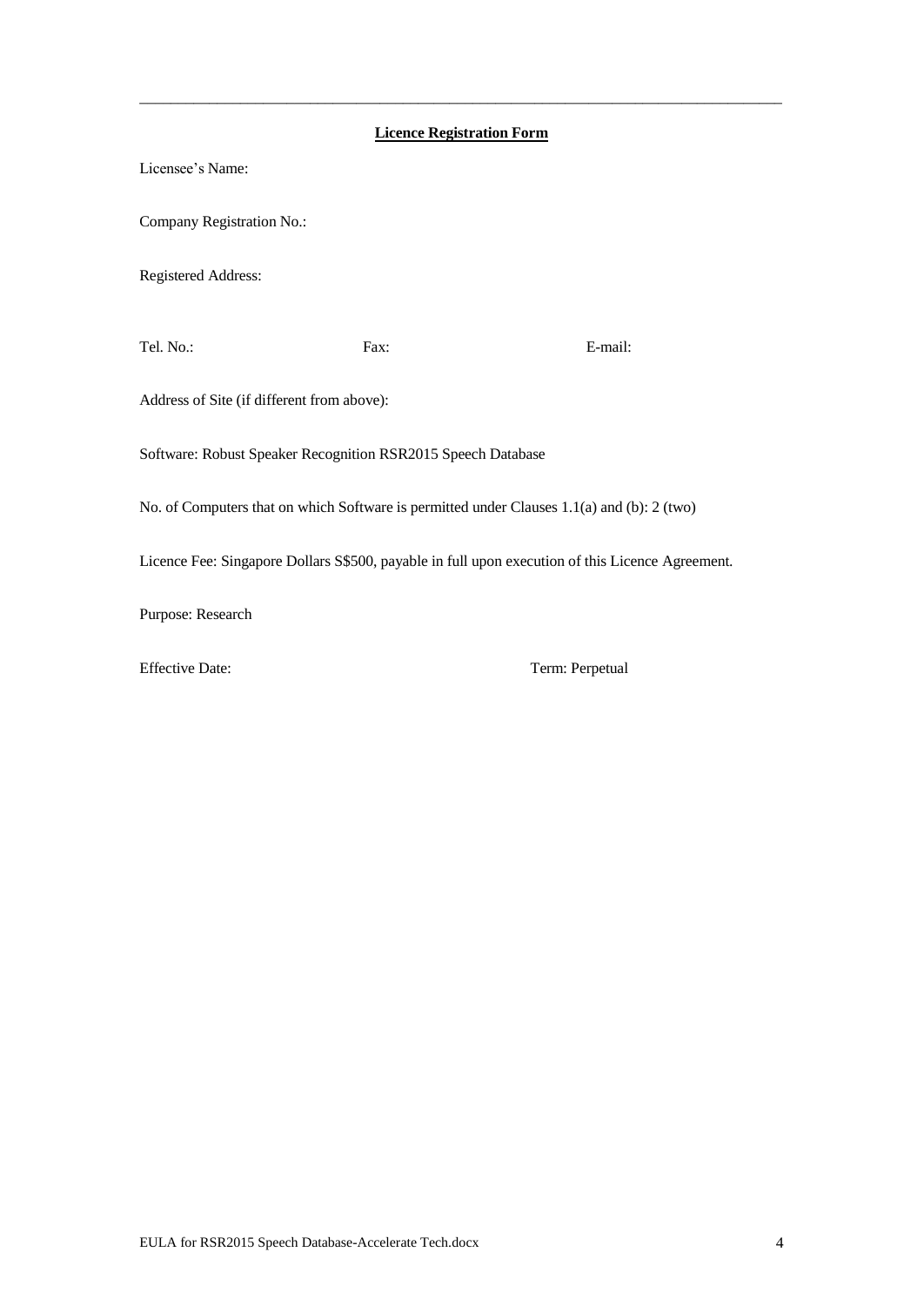**Licence Registration Form**

Licensee's Name:

Company Registration No.:

Registered Address:

Tel. No.: Fax: E-mail:

Address of Site (if different from above):

Software: Robust Speaker Recognition RSR2015 Speech Database

No. of Computers that on which Software is permitted under Clauses 1.1(a) and (b): 2 (two)

Licence Fee: Singapore Dollars S$500, payable in full upon execution of this Licence Agreement.

Purpose: Research

Effective Date: Term: Perpetual